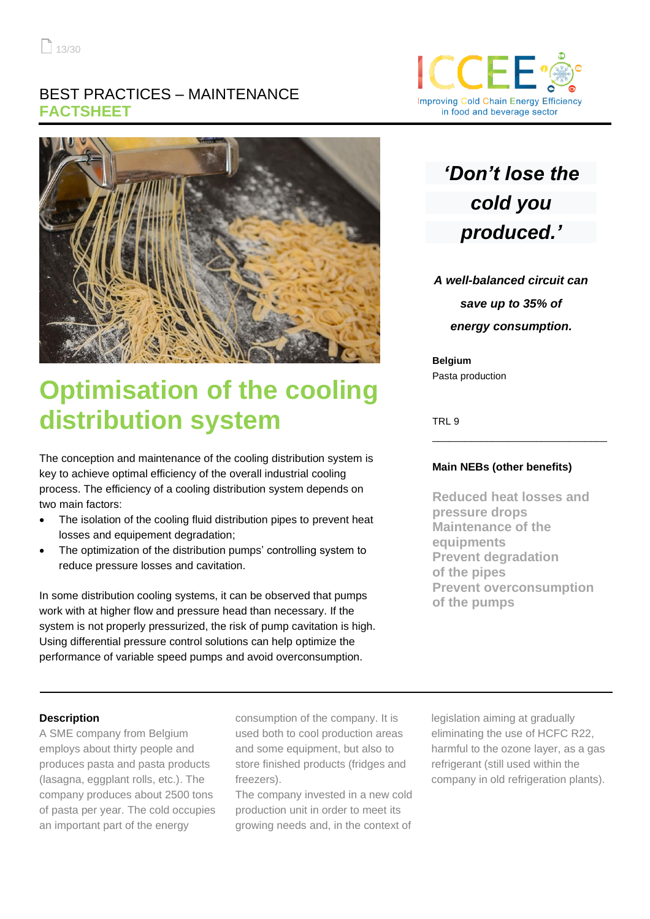BEST PRACTICES – MAINTENANCE
**FACTSHEET**

# Optimisation of the cooling distribution system

The conception and maintenance of the cooling distribution system is key to achieve optimal efficiency of the overall industrial cooling process. The efficiency of a cooling distribution system depends on two main factors:

- The isolation of the cooling fluid distribution pipes to prevent heat losses and equipement degradation;
- The optimization of the distribution pumps' controlling system to reduce pressure losses and cavitation.

In some distribution cooling systems, it can be observed that pumps work with at higher flow and pressure head than necessary. If the system is not properly pressurized, the risk of pump cavitation is high. Using differential pressure control solutions can help optimize the performance of variable speed pumps and avoid overconsumption.

***'Don't lose the cold you produced.'***

***A well-balanced circuit can save up to 35% of energy consumption.***

**Belgium**
Pasta production

TRL 9

**Main NEBs (other benefits)**

**Reduced heat losses and pressure drops**
**Maintenance of the equipments**
**Prevent degradation of the pipes**
**Prevent overconsumption of the pumps**

**Description**

A SME company from Belgium employs about thirty people and produces pasta and pasta products (lasagna, eggplant rolls, etc.). The company produces about 2500 tons of pasta per year. The cold occupies an important part of the energy consumption of the company. It is used both to cool production areas and some equipment, but also to store finished products (fridges and freezers).
The company invested in a new cold production unit in order to meet its growing needs and, in the context of legislation aiming at gradually eliminating the use of HCFC R22, harmful to the ozone layer, as a gas refrigerant (still used within the company in old refrigeration plants).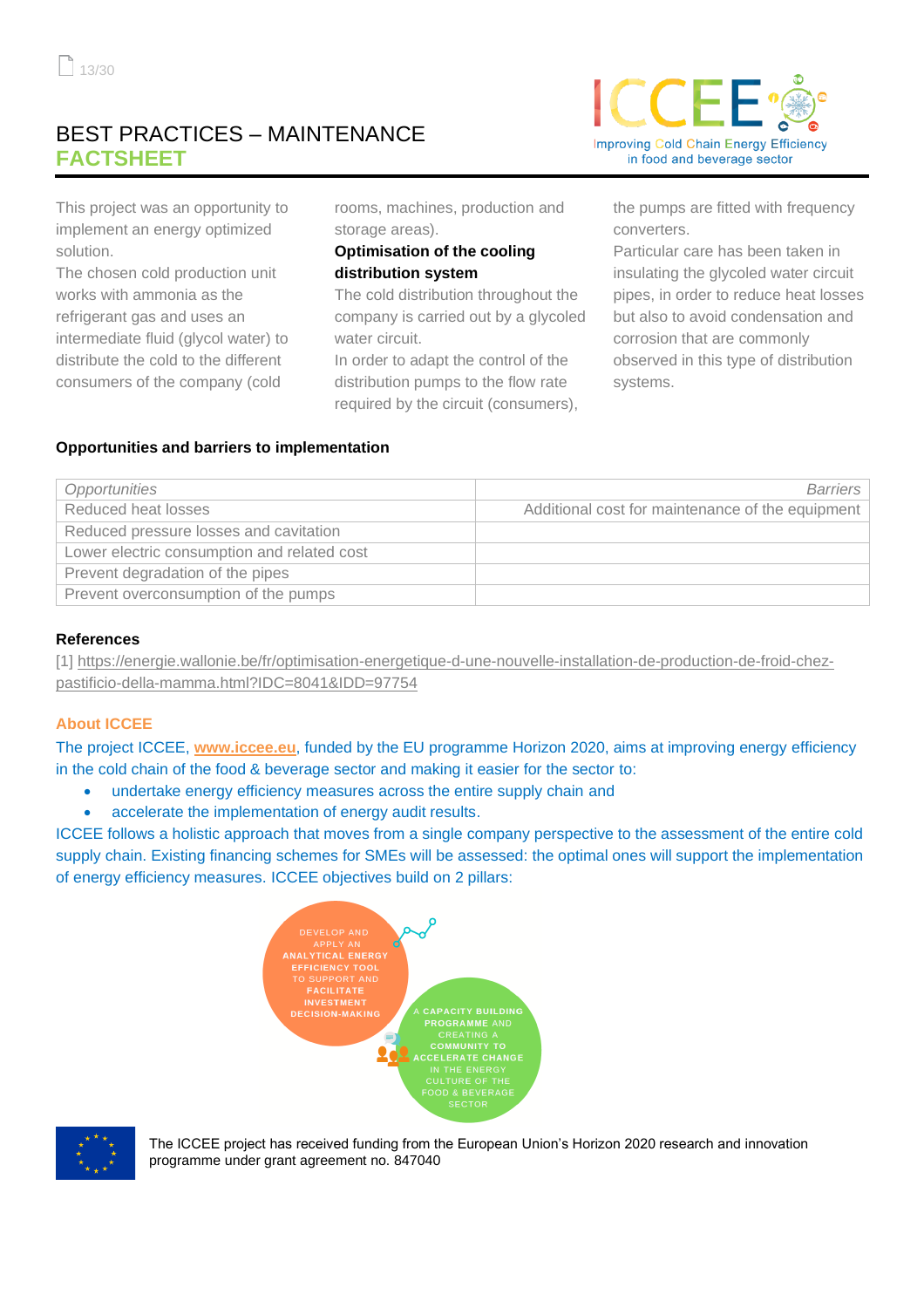# BEST PRACTICES – MAINTENANCE
## FACTSHEET

This project was an opportunity to implement an energy optimized solution.
The chosen cold production unit works with ammonia as the refrigerant gas and uses an intermediate fluid (glycol water) to distribute the cold to the different consumers of the company (cold rooms, machines, production and storage areas).

**Optimisation of the cooling distribution system**

The cold distribution throughout the company is carried out by a glycoled water circuit.
In order to adapt the control of the distribution pumps to the flow rate required by the circuit (consumers), the pumps are fitted with frequency converters.
Particular care has been taken in insulating the glycoled water circuit pipes, in order to reduce heat losses but also to avoid condensation and corrosion that are commonly observed in this type of distribution systems.

### Opportunities and barriers to implementation

| *Opportunities* | *Barriers* |
|---|---|
| Reduced heat losses | Additional cost for maintenance of the equipment |
| Reduced pressure losses and cavitation | |
| Lower electric consumption and related cost | |
| Prevent degradation of the pipes | |
| Prevent overconsumption of the pumps | |

### References

[1] https://energie.wallonie.be/fr/optimisation-energetique-d-une-nouvelle-installation-de-production-de-froid-chez-pastificio-della-mamma.html?IDC=8041&IDD=97754

### About ICCEE

The project ICCEE, **www.iccee.eu**, funded by the EU programme Horizon 2020, aims at improving energy efficiency in the cold chain of the food & beverage sector and making it easier for the sector to:

- undertake energy efficiency measures across the entire supply chain and
- accelerate the implementation of energy audit results.

ICCEE follows a holistic approach that moves from a single company perspective to the assessment of the entire cold supply chain. Existing financing schemes for SMEs will be assessed: the optimal ones will support the implementation of energy efficiency measures. ICCEE objectives build on 2 pillars:

DEVELOP AND APPLY AN ANALYTICAL ENERGY EFFICIENCY TOOL TO SUPPORT AND FACILITATE INVESTMENT DECISION-MAKING

A CAPACITY BUILDING PROGRAMME AND CREATING A COMMUNITY TO ACCELERATE CHANGE IN THE ENERGY CULTURE OF THE FOOD & BEVERAGE SECTOR

The ICCEE project has received funding from the European Union's Horizon 2020 research and innovation programme under grant agreement no. 847040